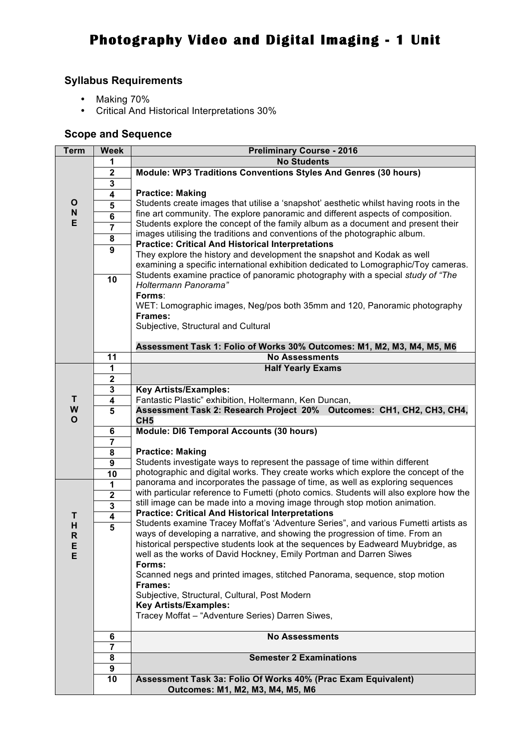# Photography Video and Digital Imaging - 1 Unit

## Syllabus Requirements

- Making 70%
- Critical And Historical Interpretations 30%

## Scope and Sequence

| Term | Week | Preliminary Course - 2016 |
|---|---|---|
| ONE | 1 | **No Students** |
| | 2–10 | **Module: WP3 Traditions Conventions Styles And Genres (30 hours)**<br><br>**Practice: Making**<br>Students create images that utilise a 'snapshot' aesthetic whilst having roots in the fine art community. The explore panoramic and different aspects of composition. Students explore the concept of the family album as a document and present their images utilising the traditions and conventions of the photographic album.<br>**Practice: Critical And Historical Interpretations**<br>They explore the history and development the snapshot and Kodak as well examining a specific international exhibition dedicated to Lomographic/Toy cameras. Students examine practice of panoramic photography with a special *study of "The Holtermann Panorama"*<br>**Forms**:<br>WET: Lomographic images, Neg/pos both 35mm and 120, Panoramic photography<br>**Frames:**<br>Subjective, Structural and Cultural<br><br>**Assessment Task 1: Folio of Works 30% Outcomes: M1, M2, M3, M4, M5, M6** |
| | 11 | **No Assessments** |
| TWO | 1–2 | **Half Yearly Exams** |
| | 3–4 | **Key Artists/Examples:**<br>Fantastic Plastic" exhibition, Holtermann, Ken Duncan, |
| | 5 | **Assessment Task 2: Research Project 20% Outcomes: CH1, CH2, CH3, CH4, CH5** |
| TWO / THREE | 6–10 (Term Two), 1–5 (Term Three) | **Module: DI6 Temporal Accounts (30 hours)**<br><br>**Practice: Making**<br>Students investigate ways to represent the passage of time within different photographic and digital works. They create works which explore the concept of the panorama and incorporates the passage of time, as well as exploring sequences with particular reference to Fumetti (photo comics. Students will also explore how the still image can be made into a moving image through stop motion animation.<br>**Practice: Critical And Historical Interpretations**<br>Students examine Tracey Moffat's 'Adventure Series", and various Fumetti artists as ways of developing a narrative, and showing the progression of time. From an historical perspective students look at the sequences by Eadweard Muybridge, as well as the works of David Hockney, Emily Portman and Darren Siwes<br>**Forms:**<br>Scanned negs and printed images, stitched Panorama, sequence, stop motion<br>**Frames:**<br>Subjective, Structural, Cultural, Post Modern<br>**Key Artists/Examples:**<br>Tracey Moffat – "Adventure Series) Darren Siwes, |
| THREE | 6–7 | **No Assessments** |
| | 8–9 | **Semester 2 Examinations** |
| | 10 | **Assessment Task 3a: Folio Of Works 40% (Prac Exam Equivalent)**<br>**Outcomes: M1, M2, M3, M4, M5, M6** |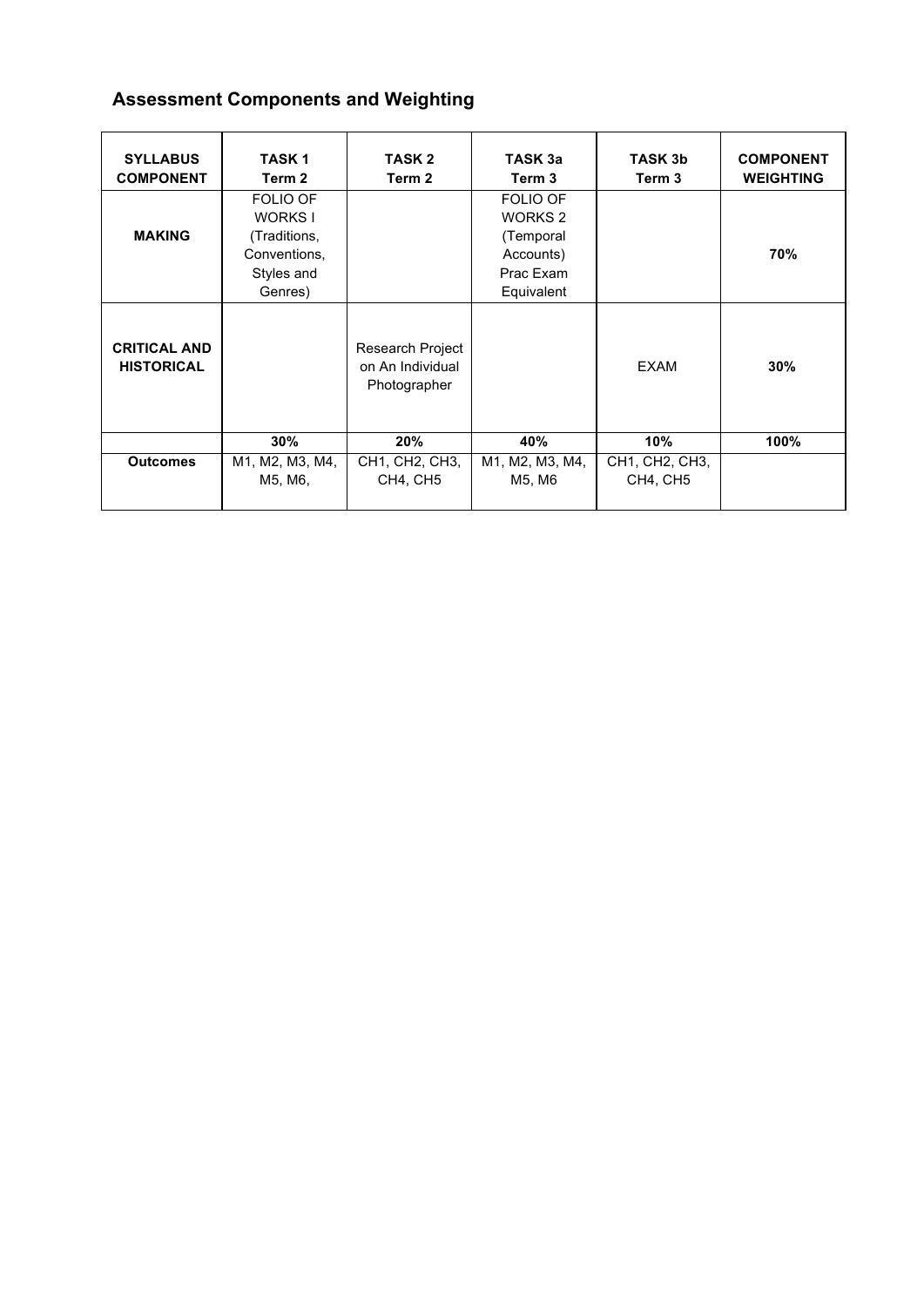## Assessment Components and Weighting

| SYLLABUS COMPONENT | TASK 1 Term 2 | TASK 2 Term 2 | TASK 3a Term 3 | TASK 3b Term 3 | COMPONENT WEIGHTING |
|---|---|---|---|---|---|
| **MAKING** | FOLIO OF WORKS I (Traditions, Conventions, Styles and Genres) | | FOLIO OF WORKS 2 (Temporal Accounts) Prac Exam Equivalent | | **70%** |
| **CRITICAL AND HISTORICAL** | | Research Project on An Individual Photographer | | EXAM | **30%** |
| | **30%** | **20%** | **40%** | **10%** | **100%** |
| **Outcomes** | M1, M2, M3, M4, M5, M6, | CH1, CH2, CH3, CH4, CH5 | M1, M2, M3, M4, M5, M6 | CH1, CH2, CH3, CH4, CH5 | |